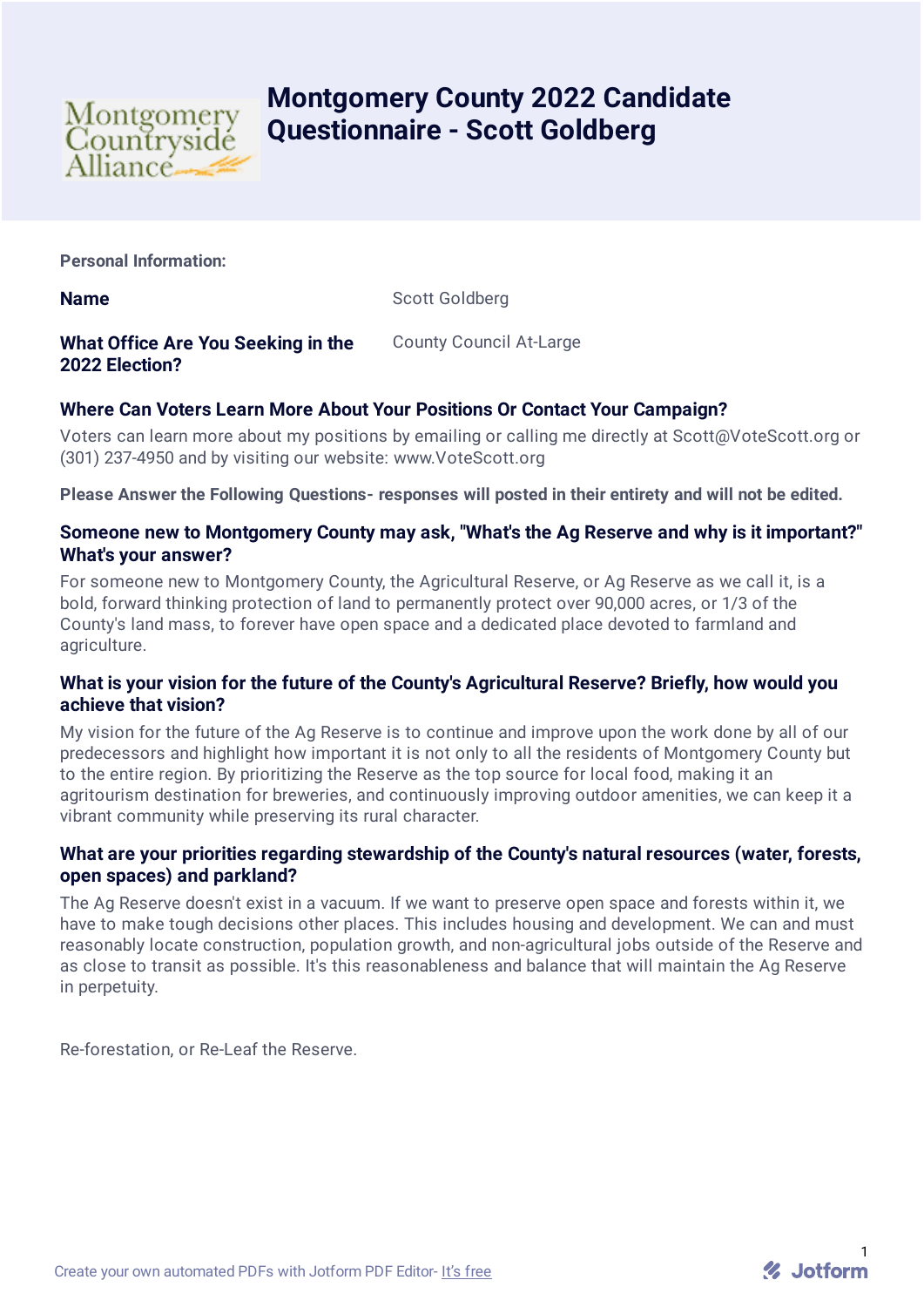# Montgomery County 2022 Candidate Questionnaire - Scott Goldberg

Montgomery Countryside Alliance

**Personal Information:**

| | |
|---|---|
| **Name** | Scott Goldberg |
| **What Office Are You Seeking in the 2022 Election?** | County Council At-Large |

### Where Can Voters Learn More About Your Positions Or Contact Your Campaign?

Voters can learn more about my positions by emailing or calling me directly at Scott@VoteScott.org or (301) 237-4950 and by visiting our website: www.VoteScott.org

**Please Answer the Following Questions- responses will posted in their entirety and will not be edited.**

### Someone new to Montgomery County may ask, "What's the Ag Reserve and why is it important?" What's your answer?

For someone new to Montgomery County, the Agricultural Reserve, or Ag Reserve as we call it, is a bold, forward thinking protection of land to permanently protect over 90,000 acres, or 1/3 of the County's land mass, to forever have open space and a dedicated place devoted to farmland and agriculture.

### What is your vision for the future of the County's Agricultural Reserve? Briefly, how would you achieve that vision?

My vision for the future of the Ag Reserve is to continue and improve upon the work done by all of our predecessors and highlight how important it is not only to all the residents of Montgomery County but to the entire region. By prioritizing the Reserve as the top source for local food, making it an agritourism destination for breweries, and continuously improving outdoor amenities, we can keep it a vibrant community while preserving its rural character.

### What are your priorities regarding stewardship of the County's natural resources (water, forests, open spaces) and parkland?

The Ag Reserve doesn't exist in a vacuum. If we want to preserve open space and forests within it, we have to make tough decisions other places. This includes housing and development. We can and must reasonably locate construction, population growth, and non-agricultural jobs outside of the Reserve and as close to transit as possible. It's this reasonableness and balance that will maintain the Ag Reserve in perpetuity.

Re-forestation, or Re-Leaf the Reserve.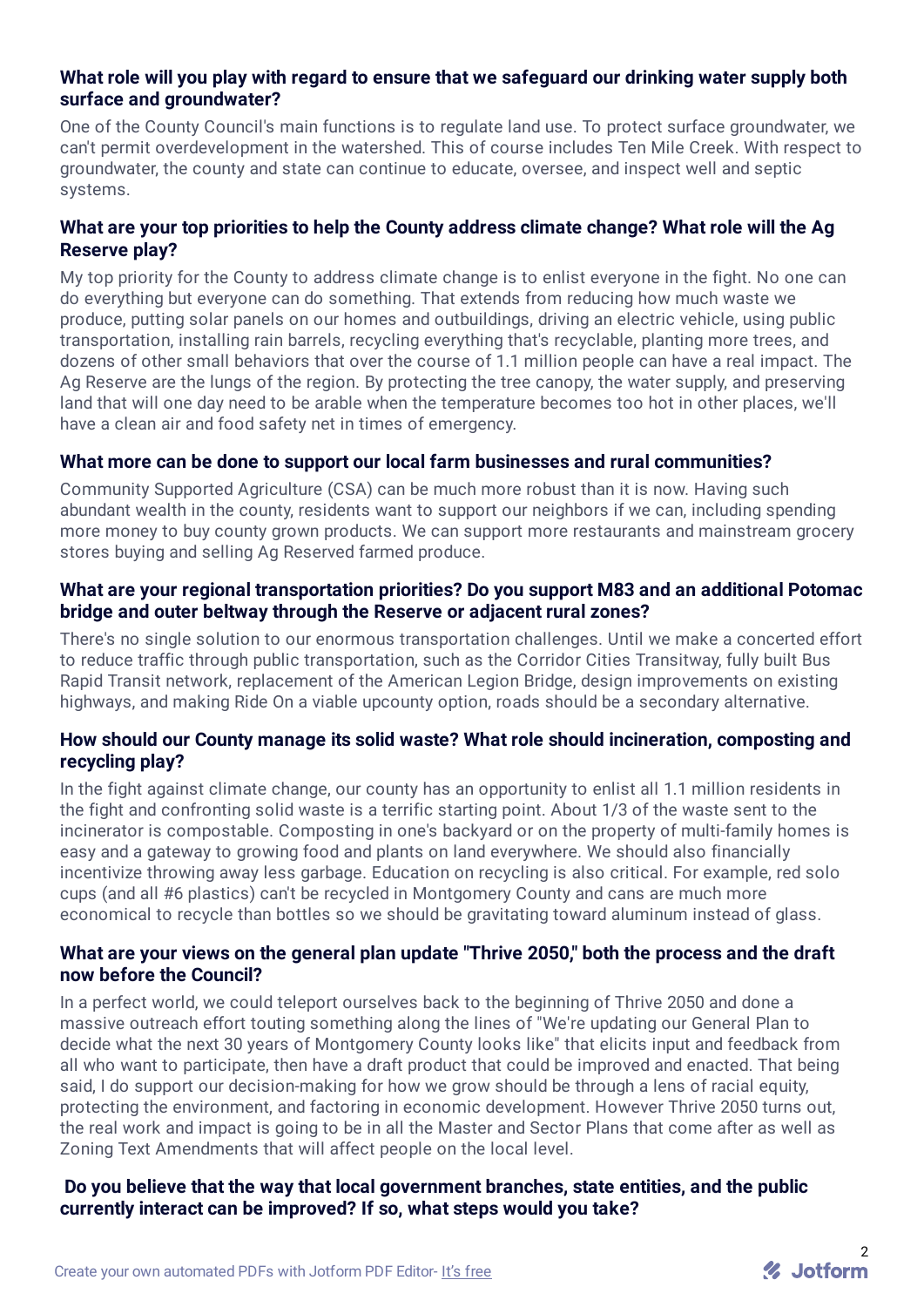**What role will you play with regard to ensure that we safeguard our drinking water supply both surface and groundwater?**

One of the County Council's main functions is to regulate land use. To protect surface groundwater, we can't permit overdevelopment in the watershed. This of course includes Ten Mile Creek. With respect to groundwater, the county and state can continue to educate, oversee, and inspect well and septic systems.

**What are your top priorities to help the County address climate change? What role will the Ag Reserve play?**

My top priority for the County to address climate change is to enlist everyone in the fight. No one can do everything but everyone can do something. That extends from reducing how much waste we produce, putting solar panels on our homes and outbuildings, driving an electric vehicle, using public transportation, installing rain barrels, recycling everything that's recyclable, planting more trees, and dozens of other small behaviors that over the course of 1.1 million people can have a real impact. The Ag Reserve are the lungs of the region. By protecting the tree canopy, the water supply, and preserving land that will one day need to be arable when the temperature becomes too hot in other places, we'll have a clean air and food safety net in times of emergency.

**What more can be done to support our local farm businesses and rural communities?**

Community Supported Agriculture (CSA) can be much more robust than it is now. Having such abundant wealth in the county, residents want to support our neighbors if we can, including spending more money to buy county grown products. We can support more restaurants and mainstream grocery stores buying and selling Ag Reserved farmed produce.

**What are your regional transportation priorities? Do you support M83 and an additional Potomac bridge and outer beltway through the Reserve or adjacent rural zones?**

There's no single solution to our enormous transportation challenges. Until we make a concerted effort to reduce traffic through public transportation, such as the Corridor Cities Transitway, fully built Bus Rapid Transit network, replacement of the American Legion Bridge, design improvements on existing highways, and making Ride On a viable upcounty option, roads should be a secondary alternative.

**How should our County manage its solid waste? What role should incineration, composting and recycling play?**

In the fight against climate change, our county has an opportunity to enlist all 1.1 million residents in the fight and confronting solid waste is a terrific starting point. About 1/3 of the waste sent to the incinerator is compostable. Composting in one's backyard or on the property of multi-family homes is easy and a gateway to growing food and plants on land everywhere. We should also financially incentivize throwing away less garbage. Education on recycling is also critical. For example, red solo cups (and all #6 plastics) can't be recycled in Montgomery County and cans are much more economical to recycle than bottles so we should be gravitating toward aluminum instead of glass.

**What are your views on the general plan update "Thrive 2050," both the process and the draft now before the Council?**

In a perfect world, we could teleport ourselves back to the beginning of Thrive 2050 and done a massive outreach effort touting something along the lines of "We're updating our General Plan to decide what the next 30 years of Montgomery County looks like" that elicits input and feedback from all who want to participate, then have a draft product that could be improved and enacted. That being said, I do support our decision-making for how we grow should be through a lens of racial equity, protecting the environment, and factoring in economic development. However Thrive 2050 turns out, the real work and impact is going to be in all the Master and Sector Plans that come after as well as Zoning Text Amendments that will affect people on the local level.

**Do you believe that the way that local government branches, state entities, and the public currently interact can be improved? If so, what steps would you take?**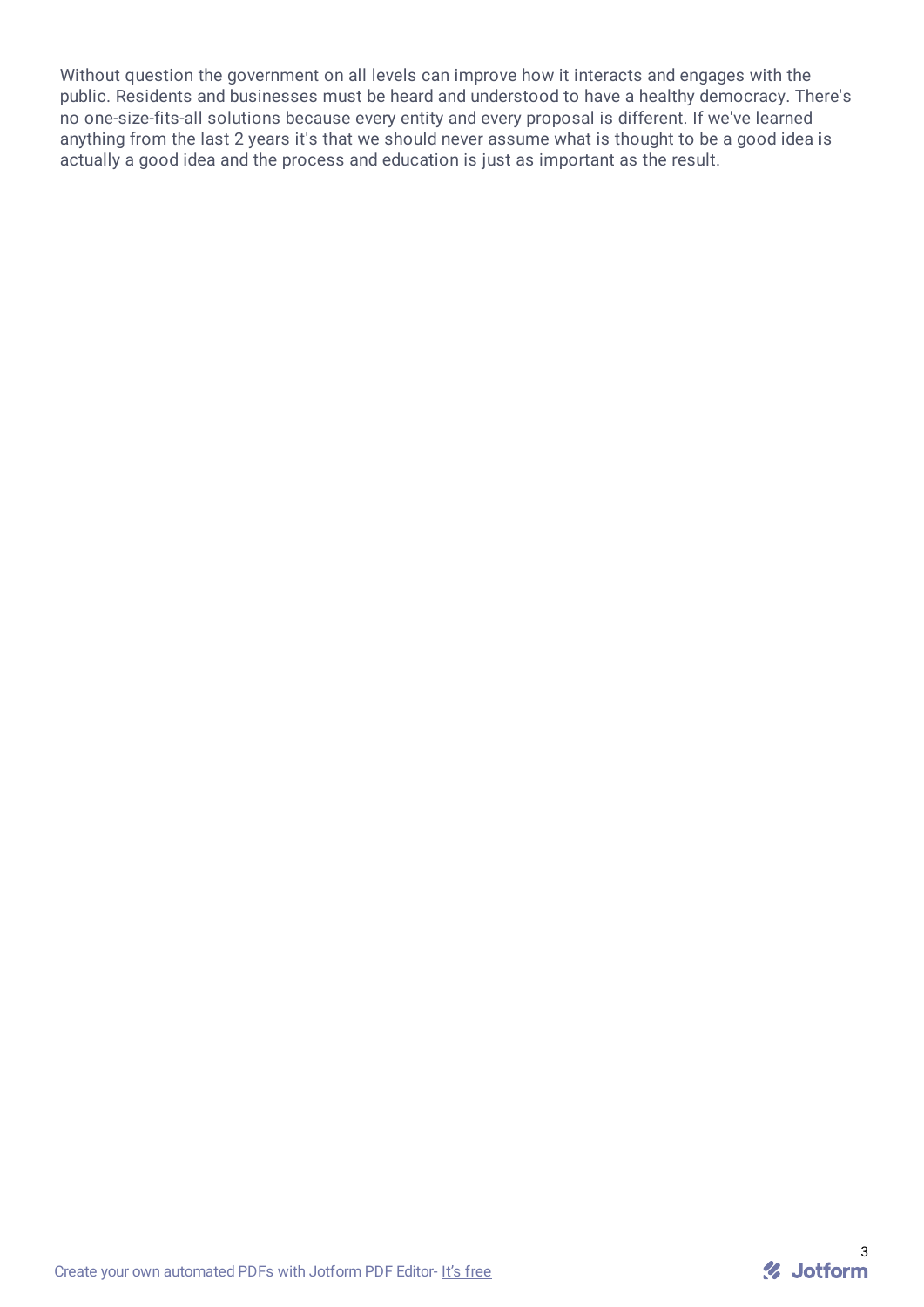Without question the government on all levels can improve how it interacts and engages with the public. Residents and businesses must be heard and understood to have a healthy democracy. There's no one-size-fits-all solutions because every entity and every proposal is different. If we've learned anything from the last 2 years it's that we should never assume what is thought to be a good idea is actually a good idea and the process and education is just as important as the result.